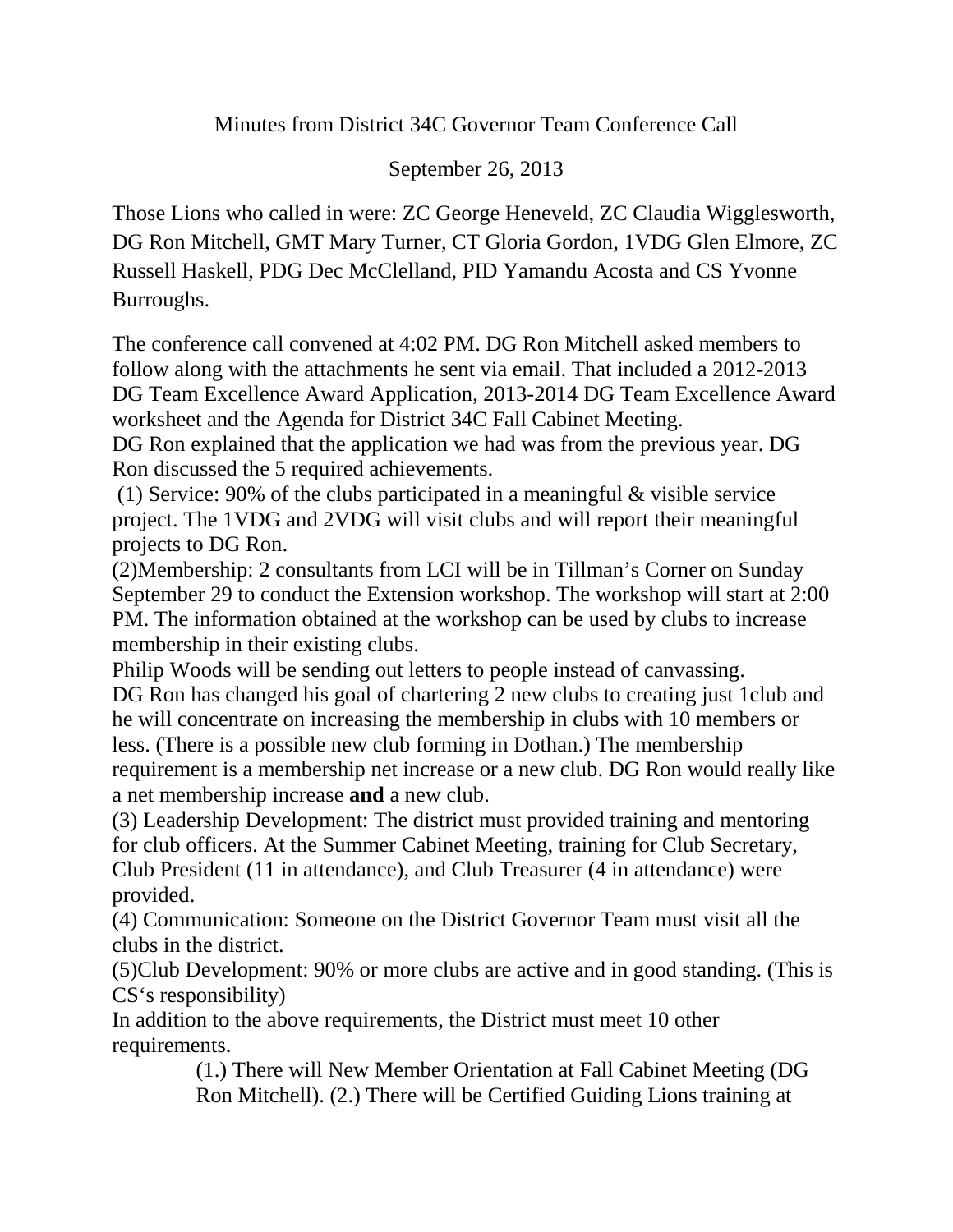Minutes from District 34C Governor Team Conference Call

September 26, 2013

Those Lions who called in were: ZC George Heneveld, ZC Claudia Wigglesworth, DG Ron Mitchell, GMT Mary Turner, CT Gloria Gordon, 1VDG Glen Elmore, ZC Russell Haskell, PDG Dec McClelland, PID Yamandu Acosta and CS Yvonne Burroughs.

The conference call convened at 4:02 PM. DG Ron Mitchell asked members to follow along with the attachments he sent via email. That included a 2012-2013 DG Team Excellence Award Application, 2013-2014 DG Team Excellence Award worksheet and the Agenda for District 34C Fall Cabinet Meeting.
DG Ron explained that the application we had was from the previous year. DG Ron discussed the 5 required achievements.
(1) Service: 90% of the clubs participated in a meaningful & visible service project. The 1VDG and 2VDG will visit clubs and will report their meaningful projects to DG Ron.
(2)Membership: 2 consultants from LCI will be in Tillman's Corner on Sunday September 29 to conduct the Extension workshop. The workshop will start at 2:00 PM. The information obtained at the workshop can be used by clubs to increase membership in their existing clubs.
Philip Woods will be sending out letters to people instead of canvassing.
DG Ron has changed his goal of chartering 2 new clubs to creating just 1club and he will concentrate on increasing the membership in clubs with 10 members or less. (There is a possible new club forming in Dothan.) The membership requirement is a membership net increase or a new club. DG Ron would really like a net membership increase **and** a new club.
(3) Leadership Development: The district must provided training and mentoring for club officers. At the Summer Cabinet Meeting, training for Club Secretary, Club President (11 in attendance), and Club Treasurer (4 in attendance) were provided.
(4) Communication: Someone on the District Governor Team must visit all the clubs in the district.
(5)Club Development: 90% or more clubs are active and in good standing. (This is CS's responsibility)
In addition to the above requirements, the District must meet 10 other requirements.

> (1.) There will New Member Orientation at Fall Cabinet Meeting (DG Ron Mitchell). (2.) There will be Certified Guiding Lions training at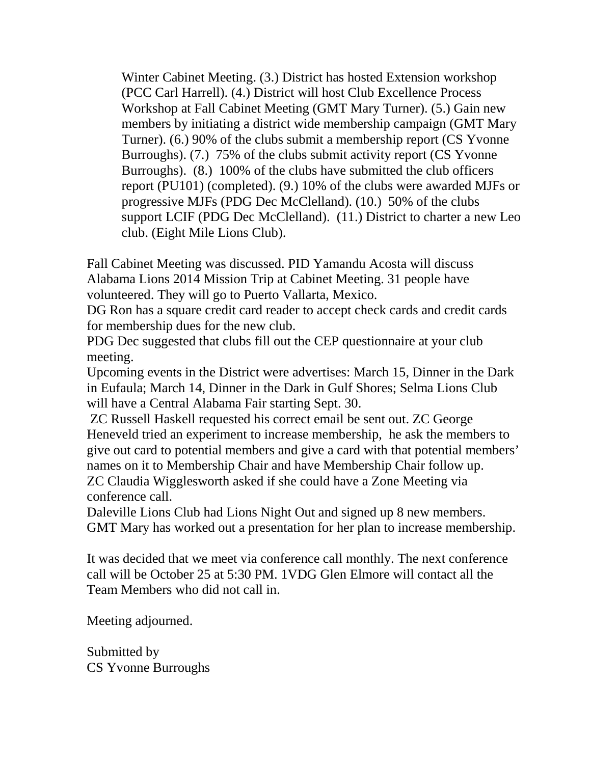Winter Cabinet Meeting. (3.) District has hosted Extension workshop (PCC Carl Harrell). (4.) District will host Club Excellence Process Workshop at Fall Cabinet Meeting (GMT Mary Turner). (5.) Gain new members by initiating a district wide membership campaign (GMT Mary Turner). (6.) 90% of the clubs submit a membership report (CS Yvonne Burroughs). (7.) 75% of the clubs submit activity report (CS Yvonne Burroughs). (8.) 100% of the clubs have submitted the club officers report (PU101) (completed). (9.) 10% of the clubs were awarded MJFs or progressive MJFs (PDG Dec McClelland). (10.) 50% of the clubs support LCIF (PDG Dec McClelland). (11.) District to charter a new Leo club. (Eight Mile Lions Club).

Fall Cabinet Meeting was discussed. PID Yamandu Acosta will discuss Alabama Lions 2014 Mission Trip at Cabinet Meeting. 31 people have volunteered. They will go to Puerto Vallarta, Mexico.
DG Ron has a square credit card reader to accept check cards and credit cards for membership dues for the new club.
PDG Dec suggested that clubs fill out the CEP questionnaire at your club meeting.
Upcoming events in the District were advertises: March 15, Dinner in the Dark in Eufaula; March 14, Dinner in the Dark in Gulf Shores; Selma Lions Club will have a Central Alabama Fair starting Sept. 30.
ZC Russell Haskell requested his correct email be sent out. ZC George Heneveld tried an experiment to increase membership, he ask the members to give out card to potential members and give a card with that potential members' names on it to Membership Chair and have Membership Chair follow up.
ZC Claudia Wigglesworth asked if she could have a Zone Meeting via conference call.
Daleville Lions Club had Lions Night Out and signed up 8 new members.
GMT Mary has worked out a presentation for her plan to increase membership.

It was decided that we meet via conference call monthly. The next conference call will be October 25 at 5:30 PM. 1VDG Glen Elmore will contact all the Team Members who did not call in.

Meeting adjourned.

Submitted by
CS Yvonne Burroughs